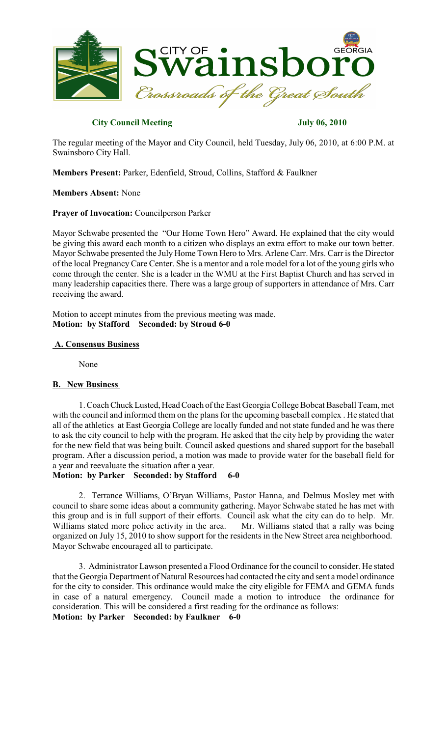**City Council Meeting July 06, 2010**

The regular meeting of the Mayor and City Council, held Tuesday, July 06, 2010, at 6:00 P.M. at Swainsboro City Hall.

**Members Present:** Parker, Edenfield, Stroud, Collins, Stafford & Faulkner

**Members Absent:** None

**Prayer of Invocation:** Councilperson Parker

Mayor Schwabe presented the "Our Home Town Hero" Award. He explained that the city would be giving this award each month to a citizen who displays an extra effort to make our town better. Mayor Schwabe presented the July Home Town Hero to Mrs. Arlene Carr. Mrs. Carr is the Director of the local Pregnancy Care Center. She is a mentor and a role model for a lot of the young girls who come through the center. She is a leader in the WMU at the First Baptist Church and has served in many leadership capacities there. There was a large group of supporters in attendance of Mrs. Carr receiving the award.

Motion to accept minutes from the previous meeting was made.
**Motion: by Stafford Seconded: by Stroud 6-0**

**A. Consensus Business**

None

**B. New Business**

1. Coach Chuck Lusted, Head Coach of the East Georgia College Bobcat Baseball Team, met with the council and informed them on the plans for the upcoming baseball complex . He stated that all of the athletics at East Georgia College are locally funded and not state funded and he was there to ask the city council to help with the program. He asked that the city help by providing the water for the new field that was being built. Council asked questions and shared support for the baseball program. After a discussion period, a motion was made to provide water for the baseball field for a year and reevaluate the situation after a year.
**Motion: by Parker Seconded: by Stafford 6-0**

2. Terrance Williams, O'Bryan Williams, Pastor Hanna, and Delmus Mosley met with council to share some ideas about a community gathering. Mayor Schwabe stated he has met with this group and is in full support of their efforts. Council ask what the city can do to help. Mr. Williams stated more police activity in the area. Mr. Williams stated that a rally was being organized on July 15, 2010 to show support for the residents in the New Street area neighborhood. Mayor Schwabe encouraged all to participate.

3. Administrator Lawson presented a Flood Ordinance for the council to consider. He stated that the Georgia Department of Natural Resources had contacted the city and sent a model ordinance for the city to consider. This ordinance would make the city eligible for FEMA and GEMA funds in case of a natural emergency. Council made a motion to introduce the ordinance for consideration. This will be considered a first reading for the ordinance as follows:
**Motion: by Parker Seconded: by Faulkner 6-0**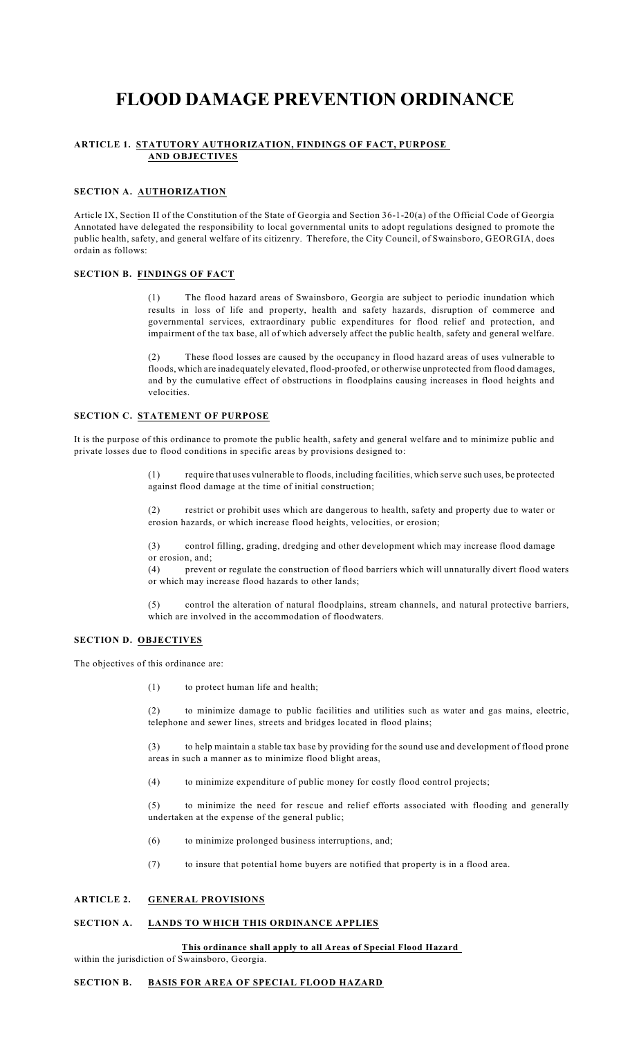# FLOOD DAMAGE PREVENTION ORDINANCE

## ARTICLE 1. STATUTORY AUTHORIZATION, FINDINGS OF FACT, PURPOSE AND OBJECTIVES

### SECTION A. AUTHORIZATION

Article IX, Section II of the Constitution of the State of Georgia and Section 36-1-20(a) of the Official Code of Georgia Annotated have delegated the responsibility to local governmental units to adopt regulations designed to promote the public health, safety, and general welfare of its citizenry. Therefore, the City Council, of Swainsboro, GEORGIA, does ordain as follows:

### SECTION B. FINDINGS OF FACT

(1) The flood hazard areas of Swainsboro, Georgia are subject to periodic inundation which results in loss of life and property, health and safety hazards, disruption of commerce and governmental services, extraordinary public expenditures for flood relief and protection, and impairment of the tax base, all of which adversely affect the public health, safety and general welfare.

(2) These flood losses are caused by the occupancy in flood hazard areas of uses vulnerable to floods, which are inadequately elevated, flood-proofed, or otherwise unprotected from flood damages, and by the cumulative effect of obstructions in floodplains causing increases in flood heights and velocities.

### SECTION C. STATEMENT OF PURPOSE

It is the purpose of this ordinance to promote the public health, safety and general welfare and to minimize public and private losses due to flood conditions in specific areas by provisions designed to:

(1) require that uses vulnerable to floods, including facilities, which serve such uses, be protected against flood damage at the time of initial construction;

(2) restrict or prohibit uses which are dangerous to health, safety and property due to water or erosion hazards, or which increase flood heights, velocities, or erosion;

(3) control filling, grading, dredging and other development which may increase flood damage or erosion, and;

(4) prevent or regulate the construction of flood barriers which will unnaturally divert flood waters or which may increase flood hazards to other lands;

(5) control the alteration of natural floodplains, stream channels, and natural protective barriers, which are involved in the accommodation of floodwaters.

### SECTION D. OBJECTIVES

The objectives of this ordinance are:

(1) to protect human life and health;

(2) to minimize damage to public facilities and utilities such as water and gas mains, electric, telephone and sewer lines, streets and bridges located in flood plains;

(3) to help maintain a stable tax base by providing for the sound use and development of flood prone areas in such a manner as to minimize flood blight areas,

(4) to minimize expenditure of public money for costly flood control projects;

(5) to minimize the need for rescue and relief efforts associated with flooding and generally undertaken at the expense of the general public;

(6) to minimize prolonged business interruptions, and;

(7) to insure that potential home buyers are notified that property is in a flood area.

## ARTICLE 2. GENERAL PROVISIONS

### SECTION A. LANDS TO WHICH THIS ORDINANCE APPLIES

**This ordinance shall apply to all Areas of Special Flood Hazard** within the jurisdiction of Swainsboro, Georgia.

### SECTION B. BASIS FOR AREA OF SPECIAL FLOOD HAZARD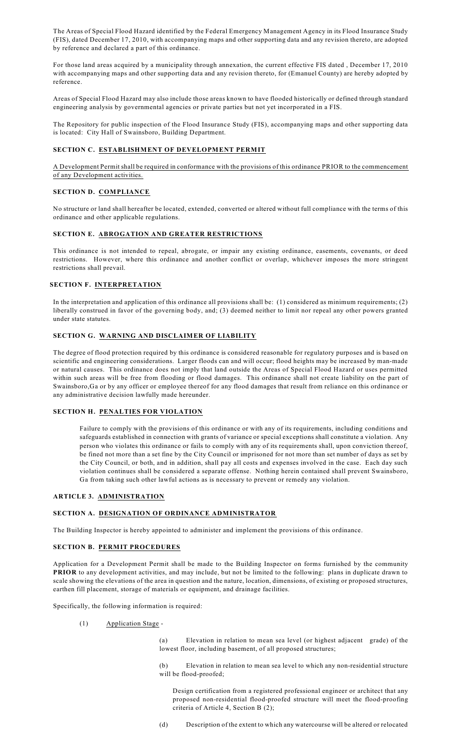The Areas of Special Flood Hazard identified by the Federal Emergency Management Agency in its Flood Insurance Study (FIS), dated December 17, 2010, with accompanying maps and other supporting data and any revision thereto, are adopted by reference and declared a part of this ordinance.

For those land areas acquired by a municipality through annexation, the current effective FIS dated , December 17, 2010 with accompanying maps and other supporting data and any revision thereto, for (Emanuel County) are hereby adopted by reference.

Areas of Special Flood Hazard may also include those areas known to have flooded historically or defined through standard engineering analysis by governmental agencies or private parties but not yet incorporated in a FIS.

The Repository for public inspection of the Flood Insurance Study (FIS), accompanying maps and other supporting data is located: City Hall of Swainsboro, Building Department.

### SECTION C. ESTABLISHMENT OF DEVELOPMENT PERMIT

A Development Permit shall be required in conformance with the provisions of this ordinance PRIOR to the commencement of any Development activities.

### SECTION D. COMPLIANCE

No structure or land shall hereafter be located, extended, converted or altered without full compliance with the terms of this ordinance and other applicable regulations.

### SECTION E. ABROGATION AND GREATER RESTRICTIONS

This ordinance is not intended to repeal, abrogate, or impair any existing ordinance, easements, covenants, or deed restrictions. However, where this ordinance and another conflict or overlap, whichever imposes the more stringent restrictions shall prevail.

### SECTION F. INTERPRETATION

In the interpretation and application of this ordinance all provisions shall be: (1) considered as minimum requirements; (2) liberally construed in favor of the governing body, and; (3) deemed neither to limit nor repeal any other powers granted under state statutes.

### SECTION G. WARNING AND DISCLAIMER OF LIABILITY

The degree of flood protection required by this ordinance is considered reasonable for regulatory purposes and is based on scientific and engineering considerations. Larger floods can and will occur; flood heights may be increased by man-made or natural causes. This ordinance does not imply that land outside the Areas of Special Flood Hazard or uses permitted within such areas will be free from flooding or flood damages. This ordinance shall not create liability on the part of Swainsboro,Ga or by any officer or employee thereof for any flood damages that result from reliance on this ordinance or any administrative decision lawfully made hereunder.

### SECTION H. PENALTIES FOR VIOLATION

Failure to comply with the provisions of this ordinance or with any of its requirements, including conditions and safeguards established in connection with grants of variance or special exceptions shall constitute a violation. Any person who violates this ordinance or fails to comply with any of its requirements shall, upon conviction thereof, be fined not more than a set fine by the City Council or imprisoned for not more than set number of days as set by the City Council, or both, and in addition, shall pay all costs and expenses involved in the case. Each day such violation continues shall be considered a separate offense. Nothing herein contained shall prevent Swainsboro, Ga from taking such other lawful actions as is necessary to prevent or remedy any violation.

## ARTICLE 3. ADMINISTRATION

### SECTION A. DESIGNATION OF ORDINANCE ADMINISTRATOR

The Building Inspector is hereby appointed to administer and implement the provisions of this ordinance.

### SECTION B. PERMIT PROCEDURES

Application for a Development Permit shall be made to the Building Inspector on forms furnished by the community **PRIOR** to any development activities, and may include, but not be limited to the following: plans in duplicate drawn to scale showing the elevations of the area in question and the nature, location, dimensions, of existing or proposed structures, earthen fill placement, storage of materials or equipment, and drainage facilities.

Specifically, the following information is required:

(1) Application Stage -

(a) Elevation in relation to mean sea level (or highest adjacent grade) of the lowest floor, including basement, of all proposed structures;

(b) Elevation in relation to mean sea level to which any non-residential structure will be flood-proofed;

Design certification from a registered professional engineer or architect that any proposed non-residential flood-proofed structure will meet the flood-proofing criteria of Article 4, Section B (2);

(d) Description of the extent to which any watercourse will be altered or relocated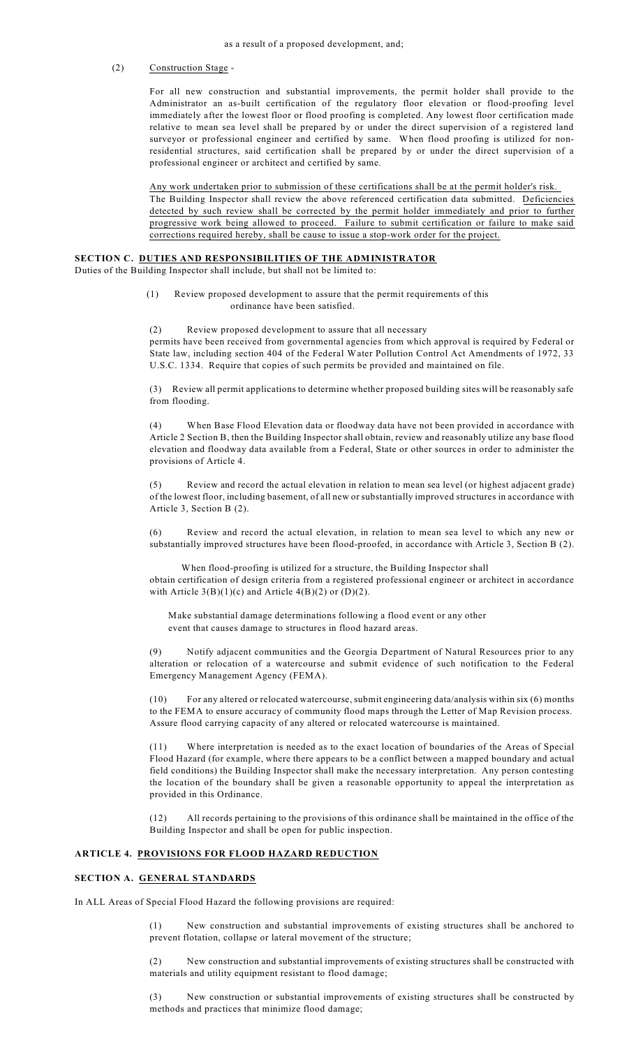as a result of a proposed development, and;

(2) Construction Stage -

For all new construction and substantial improvements, the permit holder shall provide to the Administrator an as-built certification of the regulatory floor elevation or flood-proofing level immediately after the lowest floor or flood proofing is completed. Any lowest floor certification made relative to mean sea level shall be prepared by or under the direct supervision of a registered land surveyor or professional engineer and certified by same. When flood proofing is utilized for non-residential structures, said certification shall be prepared by or under the direct supervision of a professional engineer or architect and certified by same.

Any work undertaken prior to submission of these certifications shall be at the permit holder's risk. The Building Inspector shall review the above referenced certification data submitted. Deficiencies detected by such review shall be corrected by the permit holder immediately and prior to further progressive work being allowed to proceed. Failure to submit certification or failure to make said corrections required hereby, shall be cause to issue a stop-work order for the project.

**SECTION C. DUTIES AND RESPONSIBILITIES OF THE ADMINISTRATOR**

Duties of the Building Inspector shall include, but shall not be limited to:

(1) Review proposed development to assure that the permit requirements of this ordinance have been satisfied.

(2) Review proposed development to assure that all necessary permits have been received from governmental agencies from which approval is required by Federal or State law, including section 404 of the Federal Water Pollution Control Act Amendments of 1972, 33 U.S.C. 1334. Require that copies of such permits be provided and maintained on file.

(3) Review all permit applications to determine whether proposed building sites will be reasonably safe from flooding.

(4) When Base Flood Elevation data or floodway data have not been provided in accordance with Article 2 Section B, then the Building Inspector shall obtain, review and reasonably utilize any base flood elevation and floodway data available from a Federal, State or other sources in order to administer the provisions of Article 4.

(5) Review and record the actual elevation in relation to mean sea level (or highest adjacent grade) of the lowest floor, including basement, of all new or substantially improved structures in accordance with Article 3, Section B (2).

(6) Review and record the actual elevation, in relation to mean sea level to which any new or substantially improved structures have been flood-proofed, in accordance with Article 3, Section B (2).

When flood-proofing is utilized for a structure, the Building Inspector shall obtain certification of design criteria from a registered professional engineer or architect in accordance with Article 3(B)(1)(c) and Article 4(B)(2) or (D)(2).

Make substantial damage determinations following a flood event or any other event that causes damage to structures in flood hazard areas.

(9) Notify adjacent communities and the Georgia Department of Natural Resources prior to any alteration or relocation of a watercourse and submit evidence of such notification to the Federal Emergency Management Agency (FEMA).

(10) For any altered or relocated watercourse, submit engineering data/analysis within six (6) months to the FEMA to ensure accuracy of community flood maps through the Letter of Map Revision process. Assure flood carrying capacity of any altered or relocated watercourse is maintained.

(11) Where interpretation is needed as to the exact location of boundaries of the Areas of Special Flood Hazard (for example, where there appears to be a conflict between a mapped boundary and actual field conditions) the Building Inspector shall make the necessary interpretation. Any person contesting the location of the boundary shall be given a reasonable opportunity to appeal the interpretation as provided in this Ordinance.

(12) All records pertaining to the provisions of this ordinance shall be maintained in the office of the Building Inspector and shall be open for public inspection.

## ARTICLE 4. PROVISIONS FOR FLOOD HAZARD REDUCTION

**SECTION A. GENERAL STANDARDS**

In ALL Areas of Special Flood Hazard the following provisions are required:

(1) New construction and substantial improvements of existing structures shall be anchored to prevent flotation, collapse or lateral movement of the structure;

(2) New construction and substantial improvements of existing structures shall be constructed with materials and utility equipment resistant to flood damage;

(3) New construction or substantial improvements of existing structures shall be constructed by methods and practices that minimize flood damage;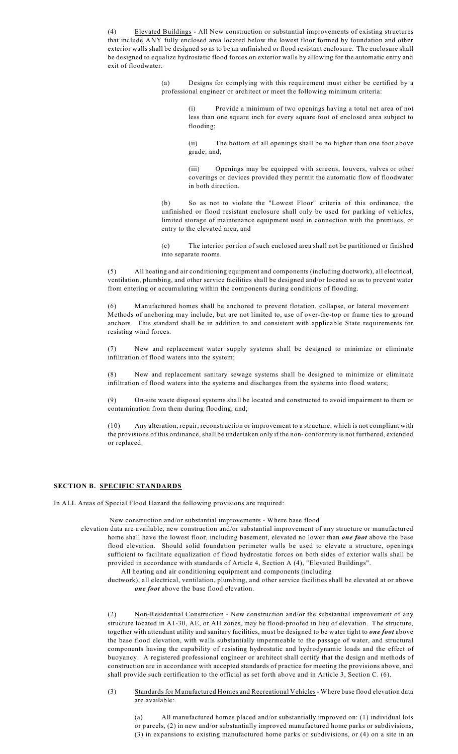(4) Elevated Buildings - All New construction or substantial improvements of existing structures that include ANY fully enclosed area located below the lowest floor formed by foundation and other exterior walls shall be designed so as to be an unfinished or flood resistant enclosure. The enclosure shall be designed to equalize hydrostatic flood forces on exterior walls by allowing for the automatic entry and exit of floodwater.

(a) Designs for complying with this requirement must either be certified by a professional engineer or architect or meet the following minimum criteria:

(i) Provide a minimum of two openings having a total net area of not less than one square inch for every square foot of enclosed area subject to flooding;

(ii) The bottom of all openings shall be no higher than one foot above grade; and,

(iii) Openings may be equipped with screens, louvers, valves or other coverings or devices provided they permit the automatic flow of floodwater in both direction.

(b) So as not to violate the "Lowest Floor" criteria of this ordinance, the unfinished or flood resistant enclosure shall only be used for parking of vehicles, limited storage of maintenance equipment used in connection with the premises, or entry to the elevated area, and

(c) The interior portion of such enclosed area shall not be partitioned or finished into separate rooms.

(5) All heating and air conditioning equipment and components (including ductwork), all electrical, ventilation, plumbing, and other service facilities shall be designed and/or located so as to prevent water from entering or accumulating within the components during conditions of flooding.

(6) Manufactured homes shall be anchored to prevent flotation, collapse, or lateral movement. Methods of anchoring may include, but are not limited to, use of over-the-top or frame ties to ground anchors. This standard shall be in addition to and consistent with applicable State requirements for resisting wind forces.

(7) New and replacement water supply systems shall be designed to minimize or eliminate infiltration of flood waters into the system;

(8) New and replacement sanitary sewage systems shall be designed to minimize or eliminate infiltration of flood waters into the systems and discharges from the systems into flood waters;

(9) On-site waste disposal systems shall be located and constructed to avoid impairment to them or contamination from them during flooding, and;

(10) Any alteration, repair, reconstruction or improvement to a structure, which is not compliant with the provisions of this ordinance, shall be undertaken only if the non- conformity is not furthered, extended or replaced.

## SECTION B. SPECIFIC STANDARDS

In ALL Areas of Special Flood Hazard the following provisions are required:

New construction and/or substantial improvements - Where base flood elevation data are available, new construction and/or substantial improvement of any structure or manufactured home shall have the lowest floor, including basement, elevated no lower than ***one foot*** above the base flood elevation. Should solid foundation perimeter walls be used to elevate a structure, openings sufficient to facilitate equalization of flood hydrostatic forces on both sides of exterior walls shall be provided in accordance with standards of Article 4, Section A (4), "Elevated Buildings".

All heating and air conditioning equipment and components (including ductwork), all electrical, ventilation, plumbing, and other service facilities shall be elevated at or above ***one foot*** above the base flood elevation.

(2) Non-Residential Construction - New construction and/or the substantial improvement of any structure located in A1-30, AE, or AH zones, may be flood-proofed in lieu of elevation. The structure, together with attendant utility and sanitary facilities, must be designed to be water tight to ***one foot*** above the base flood elevation, with walls substantially impermeable to the passage of water, and structural components having the capability of resisting hydrostatic and hydrodynamic loads and the effect of buoyancy. A registered professional engineer or architect shall certify that the design and methods of construction are in accordance with accepted standards of practice for meeting the provisions above, and shall provide such certification to the official as set forth above and in Article 3, Section C. (6).

(3) Standards for Manufactured Homes and Recreational Vehicles - Where base flood elevation data are available:

(a) All manufactured homes placed and/or substantially improved on: (1) individual lots or parcels, (2) in new and/or substantially improved manufactured home parks or subdivisions, (3) in expansions to existing manufactured home parks or subdivisions, or (4) on a site in an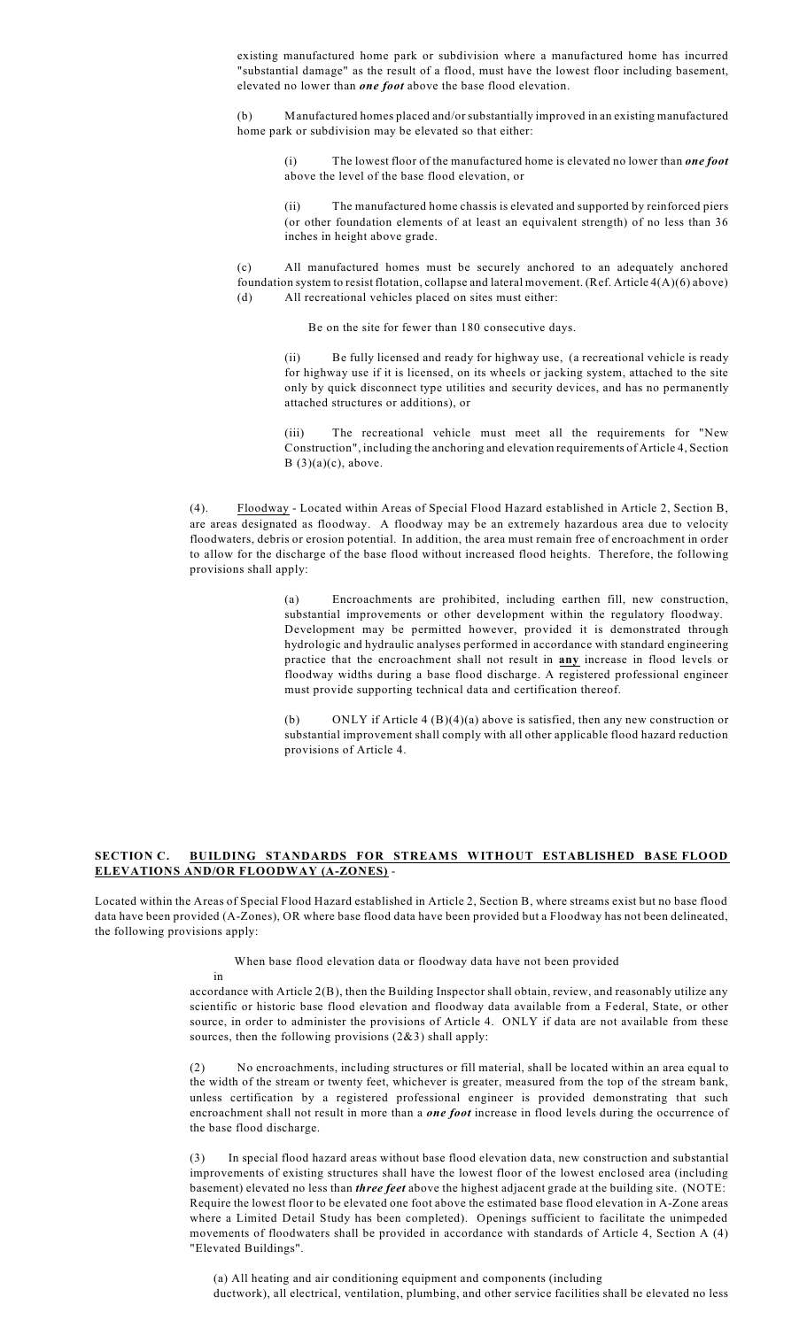existing manufactured home park or subdivision where a manufactured home has incurred "substantial damage" as the result of a flood, must have the lowest floor including basement, elevated no lower than ***one foot*** above the base flood elevation.

(b) Manufactured homes placed and/or substantially improved in an existing manufactured home park or subdivision may be elevated so that either:

(i) The lowest floor of the manufactured home is elevated no lower than ***one foot*** above the level of the base flood elevation, or

(ii) The manufactured home chassis is elevated and supported by reinforced piers (or other foundation elements of at least an equivalent strength) of no less than 36 inches in height above grade.

(c) All manufactured homes must be securely anchored to an adequately anchored foundation system to resist flotation, collapse and lateral movement. (Ref. Article 4(A)(6) above)

(d) All recreational vehicles placed on sites must either:

Be on the site for fewer than 180 consecutive days.

(ii) Be fully licensed and ready for highway use, (a recreational vehicle is ready for highway use if it is licensed, on its wheels or jacking system, attached to the site only by quick disconnect type utilities and security devices, and has no permanently attached structures or additions), or

(iii) The recreational vehicle must meet all the requirements for "New Construction", including the anchoring and elevation requirements of Article 4, Section B (3)(a)(c), above.

(4). Floodway - Located within Areas of Special Flood Hazard established in Article 2, Section B, are areas designated as floodway. A floodway may be an extremely hazardous area due to velocity floodwaters, debris or erosion potential. In addition, the area must remain free of encroachment in order to allow for the discharge of the base flood without increased flood heights. Therefore, the following provisions shall apply:

(a) Encroachments are prohibited, including earthen fill, new construction, substantial improvements or other development within the regulatory floodway. Development may be permitted however, provided it is demonstrated through hydrologic and hydraulic analyses performed in accordance with standard engineering practice that the encroachment shall not result in **any** increase in flood levels or floodway widths during a base flood discharge. A registered professional engineer must provide supporting technical data and certification thereof.

(b) ONLY if Article 4 (B)(4)(a) above is satisfied, then any new construction or substantial improvement shall comply with all other applicable flood hazard reduction provisions of Article 4.

## SECTION C. BUILDING STANDARDS FOR STREAMS WITHOUT ESTABLISHED BASE FLOOD ELEVATIONS AND/OR FLOODWAY (A-ZONES) -

Located within the Areas of Special Flood Hazard established in Article 2, Section B, where streams exist but no base flood data have been provided (A-Zones), OR where base flood data have been provided but a Floodway has not been delineated, the following provisions apply:

When base flood elevation data or floodway data have not been provided in accordance with Article 2(B), then the Building Inspector shall obtain, review, and reasonably utilize any scientific or historic base flood elevation and floodway data available from a Federal, State, or other source, in order to administer the provisions of Article 4. ONLY if data are not available from these sources, then the following provisions (2&3) shall apply:

(2) No encroachments, including structures or fill material, shall be located within an area equal to the width of the stream or twenty feet, whichever is greater, measured from the top of the stream bank, unless certification by a registered professional engineer is provided demonstrating that such encroachment shall not result in more than a ***one foot*** increase in flood levels during the occurrence of the base flood discharge.

(3) In special flood hazard areas without base flood elevation data, new construction and substantial improvements of existing structures shall have the lowest floor of the lowest enclosed area (including basement) elevated no less than ***three feet*** above the highest adjacent grade at the building site. (NOTE: Require the lowest floor to be elevated one foot above the estimated base flood elevation in A-Zone areas where a Limited Detail Study has been completed). Openings sufficient to facilitate the unimpeded movements of floodwaters shall be provided in accordance with standards of Article 4, Section A (4) "Elevated Buildings".

(a) All heating and air conditioning equipment and components (including ductwork), all electrical, ventilation, plumbing, and other service facilities shall be elevated no less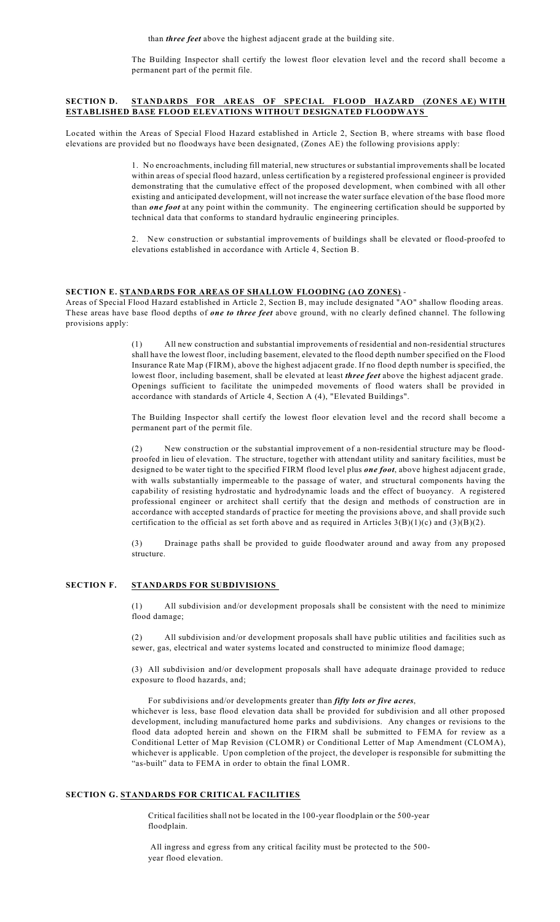than ***three feet*** above the highest adjacent grade at the building site.

The Building Inspector shall certify the lowest floor elevation level and the record shall become a permanent part of the permit file.

## SECTION D. STANDARDS FOR AREAS OF SPECIAL FLOOD HAZARD (ZONES AE) WITH ESTABLISHED BASE FLOOD ELEVATIONS WITHOUT DESIGNATED FLOODWAYS

Located within the Areas of Special Flood Hazard established in Article 2, Section B, where streams with base flood elevations are provided but no floodways have been designated, (Zones AE) the following provisions apply:

1. No encroachments, including fill material, new structures or substantial improvements shall be located within areas of special flood hazard, unless certification by a registered professional engineer is provided demonstrating that the cumulative effect of the proposed development, when combined with all other existing and anticipated development, will not increase the water surface elevation of the base flood more than ***one foot*** at any point within the community. The engineering certification should be supported by technical data that conforms to standard hydraulic engineering principles.

2. New construction or substantial improvements of buildings shall be elevated or flood-proofed to elevations established in accordance with Article 4, Section B.

## SECTION E. STANDARDS FOR AREAS OF SHALLOW FLOODING (AO ZONES) -

Areas of Special Flood Hazard established in Article 2, Section B, may include designated "AO" shallow flooding areas. These areas have base flood depths of ***one to three feet*** above ground, with no clearly defined channel. The following provisions apply:

(1) All new construction and substantial improvements of residential and non-residential structures shall have the lowest floor, including basement, elevated to the flood depth number specified on the Flood Insurance Rate Map (FIRM), above the highest adjacent grade. If no flood depth number is specified, the lowest floor, including basement, shall be elevated at least ***three feet*** above the highest adjacent grade. Openings sufficient to facilitate the unimpeded movements of flood waters shall be provided in accordance with standards of Article 4, Section A (4), "Elevated Buildings".

The Building Inspector shall certify the lowest floor elevation level and the record shall become a permanent part of the permit file.

(2) New construction or the substantial improvement of a non-residential structure may be flood-proofed in lieu of elevation. The structure, together with attendant utility and sanitary facilities, must be designed to be water tight to the specified FIRM flood level plus ***one foot***, above highest adjacent grade, with walls substantially impermeable to the passage of water, and structural components having the capability of resisting hydrostatic and hydrodynamic loads and the effect of buoyancy. A registered professional engineer or architect shall certify that the design and methods of construction are in accordance with accepted standards of practice for meeting the provisions above, and shall provide such certification to the official as set forth above and as required in Articles 3(B)(1)(c) and (3)(B)(2).

(3) Drainage paths shall be provided to guide floodwater around and away from any proposed structure.

## SECTION F. STANDARDS FOR SUBDIVISIONS

(1) All subdivision and/or development proposals shall be consistent with the need to minimize flood damage;

(2) All subdivision and/or development proposals shall have public utilities and facilities such as sewer, gas, electrical and water systems located and constructed to minimize flood damage;

(3) All subdivision and/or development proposals shall have adequate drainage provided to reduce exposure to flood hazards, and;

For subdivisions and/or developments greater than ***fifty lots or five acres***, whichever is less, base flood elevation data shall be provided for subdivision and all other proposed development, including manufactured home parks and subdivisions. Any changes or revisions to the flood data adopted herein and shown on the FIRM shall be submitted to FEMA for review as a Conditional Letter of Map Revision (CLOMR) or Conditional Letter of Map Amendment (CLOMA), whichever is applicable. Upon completion of the project, the developer is responsible for submitting the "as-built" data to FEMA in order to obtain the final LOMR.

## SECTION G. STANDARDS FOR CRITICAL FACILITIES

Critical facilities shall not be located in the 100-year floodplain or the 500-year floodplain.

All ingress and egress from any critical facility must be protected to the 500-year flood elevation.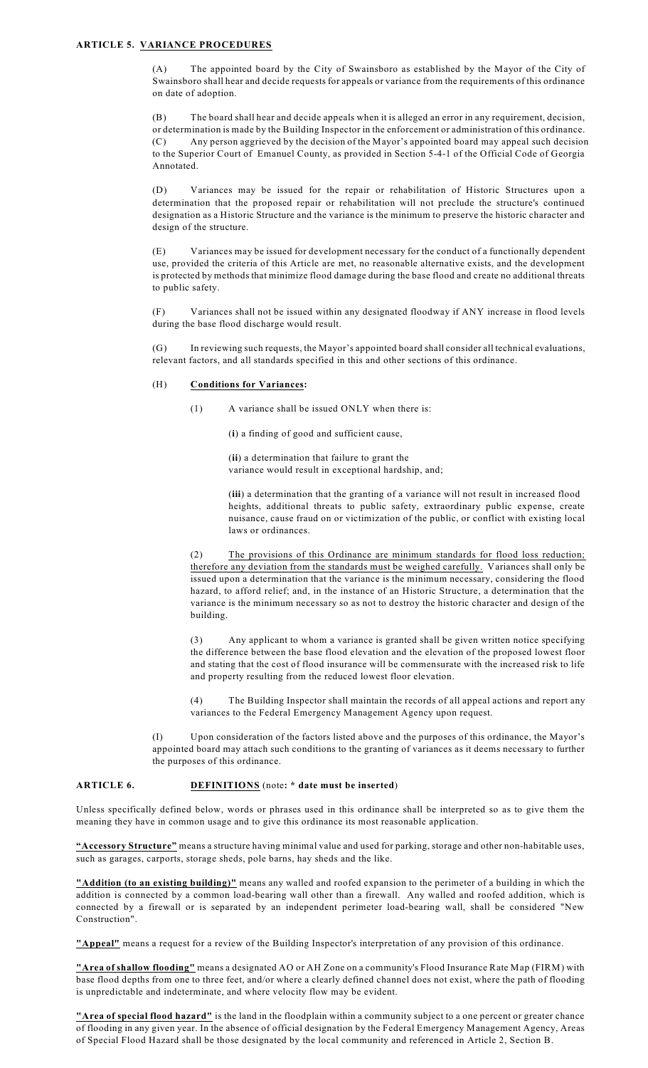## ARTICLE 5. VARIANCE PROCEDURES

(A) The appointed board by the City of Swainsboro as established by the Mayor of the City of Swainsboro shall hear and decide requests for appeals or variance from the requirements of this ordinance on date of adoption.

(B) The board shall hear and decide appeals when it is alleged an error in any requirement, decision, or determination is made by the Building Inspector in the enforcement or administration of this ordinance.

(C) Any person aggrieved by the decision of the Mayor's appointed board may appeal such decision to the Superior Court of Emanuel County, as provided in Section 5-4-1 of the Official Code of Georgia Annotated.

(D) Variances may be issued for the repair or rehabilitation of Historic Structures upon a determination that the proposed repair or rehabilitation will not preclude the structure's continued designation as a Historic Structure and the variance is the minimum to preserve the historic character and design of the structure.

(E) Variances may be issued for development necessary for the conduct of a functionally dependent use, provided the criteria of this Article are met, no reasonable alternative exists, and the development is protected by methods that minimize flood damage during the base flood and create no additional threats to public safety.

(F) Variances shall not be issued within any designated floodway if ANY increase in flood levels during the base flood discharge would result.

(G) In reviewing such requests, the Mayor's appointed board shall consider all technical evaluations, relevant factors, and all standards specified in this and other sections of this ordinance.

(H) **Conditions for Variances:**

(1) A variance shall be issued ONLY when there is:

(**i**) a finding of good and sufficient cause,

(**ii**) a determination that failure to grant the variance would result in exceptional hardship, and;

(**iii**) a determination that the granting of a variance will not result in increased flood heights, additional threats to public safety, extraordinary public expense, create nuisance, cause fraud on or victimization of the public, or conflict with existing local laws or ordinances.

(2) The provisions of this Ordinance are minimum standards for flood loss reduction; therefore any deviation from the standards must be weighed carefully. Variances shall only be issued upon a determination that the variance is the minimum necessary, considering the flood hazard, to afford relief; and, in the instance of an Historic Structure, a determination that the variance is the minimum necessary so as not to destroy the historic character and design of the building.

(3) Any applicant to whom a variance is granted shall be given written notice specifying the difference between the base flood elevation and the elevation of the proposed lowest floor and stating that the cost of flood insurance will be commensurate with the increased risk to life and property resulting from the reduced lowest floor elevation.

(4) The Building Inspector shall maintain the records of all appeal actions and report any variances to the Federal Emergency Management Agency upon request.

(I) Upon consideration of the factors listed above and the purposes of this ordinance, the Mayor's appointed board may attach such conditions to the granting of variances as it deems necessary to further the purposes of this ordinance.

## ARTICLE 6. DEFINITIONS (note: * date must be inserted)

Unless specifically defined below, words or phrases used in this ordinance shall be interpreted so as to give them the meaning they have in common usage and to give this ordinance its most reasonable application.

**"Accessory Structure"** means a structure having minimal value and used for parking, storage and other non-habitable uses, such as garages, carports, storage sheds, pole barns, hay sheds and the like.

**"Addition (to an existing building)"** means any walled and roofed expansion to the perimeter of a building in which the addition is connected by a common load-bearing wall other than a firewall. Any walled and roofed addition, which is connected by a firewall or is separated by an independent perimeter load-bearing wall, shall be considered "New Construction".

**"Appeal"** means a request for a review of the Building Inspector's interpretation of any provision of this ordinance.

**"Area of shallow flooding"** means a designated AO or AH Zone on a community's Flood Insurance Rate Map (FIRM) with base flood depths from one to three feet, and/or where a clearly defined channel does not exist, where the path of flooding is unpredictable and indeterminate, and where velocity flow may be evident.

**"Area of special flood hazard"** is the land in the floodplain within a community subject to a one percent or greater chance of flooding in any given year. In the absence of official designation by the Federal Emergency Management Agency, Areas of Special Flood Hazard shall be those designated by the local community and referenced in Article 2, Section B.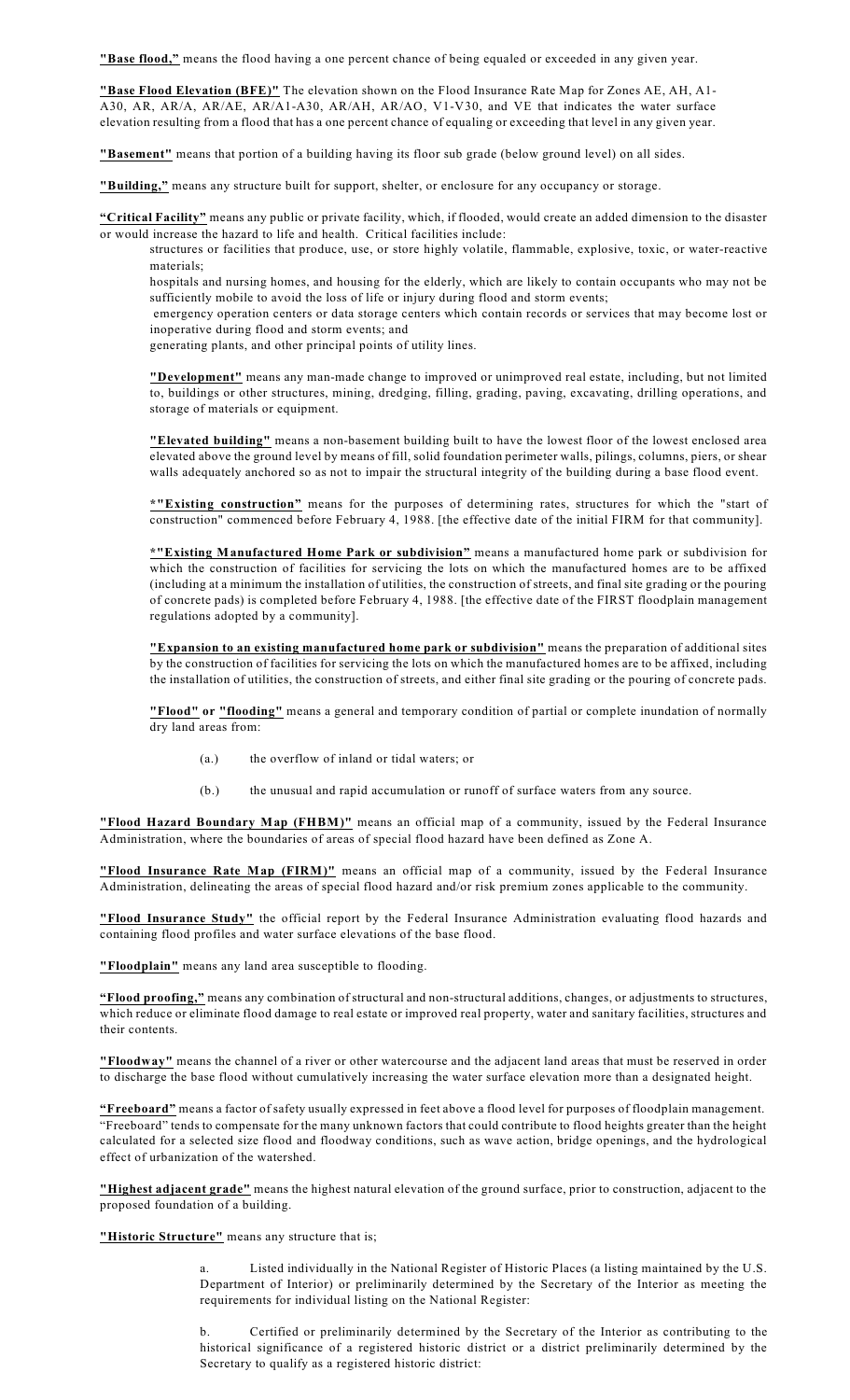**"Base flood,"** means the flood having a one percent chance of being equaled or exceeded in any given year.

**"Base Flood Elevation (BFE)"** The elevation shown on the Flood Insurance Rate Map for Zones AE, AH, A1-A30, AR, AR/A, AR/AE, AR/A1-A30, AR/AH, AR/AO, V1-V30, and VE that indicates the water surface elevation resulting from a flood that has a one percent chance of equaling or exceeding that level in any given year.

**"Basement"** means that portion of a building having its floor sub grade (below ground level) on all sides.

**"Building,"** means any structure built for support, shelter, or enclosure for any occupancy or storage.

**"Critical Facility"** means any public or private facility, which, if flooded, would create an added dimension to the disaster or would increase the hazard to life and health. Critical facilities include:

structures or facilities that produce, use, or store highly volatile, flammable, explosive, toxic, or water-reactive materials;

hospitals and nursing homes, and housing for the elderly, which are likely to contain occupants who may not be sufficiently mobile to avoid the loss of life or injury during flood and storm events;

emergency operation centers or data storage centers which contain records or services that may become lost or inoperative during flood and storm events; and

generating plants, and other principal points of utility lines.

**"Development"** means any man-made change to improved or unimproved real estate, including, but not limited to, buildings or other structures, mining, dredging, filling, grading, paving, excavating, drilling operations, and storage of materials or equipment.

**"Elevated building"** means a non-basement building built to have the lowest floor of the lowest enclosed area elevated above the ground level by means of fill, solid foundation perimeter walls, pilings, columns, piers, or shear walls adequately anchored so as not to impair the structural integrity of the building during a base flood event.

**\*"Existing construction"** means for the purposes of determining rates, structures for which the "start of construction" commenced before February 4, 1988. [the effective date of the initial FIRM for that community].

**\*"Existing Manufactured Home Park or subdivision"** means a manufactured home park or subdivision for which the construction of facilities for servicing the lots on which the manufactured homes are to be affixed (including at a minimum the installation of utilities, the construction of streets, and final site grading or the pouring of concrete pads) is completed before February 4, 1988. [the effective date of the FIRST floodplain management regulations adopted by a community].

**"Expansion to an existing manufactured home park or subdivision"** means the preparation of additional sites by the construction of facilities for servicing the lots on which the manufactured homes are to be affixed, including the installation of utilities, the construction of streets, and either final site grading or the pouring of concrete pads.

**"Flood" or "flooding"** means a general and temporary condition of partial or complete inundation of normally dry land areas from:

(a.) the overflow of inland or tidal waters; or

(b.) the unusual and rapid accumulation or runoff of surface waters from any source.

**"Flood Hazard Boundary Map (FHBM)"** means an official map of a community, issued by the Federal Insurance Administration, where the boundaries of areas of special flood hazard have been defined as Zone A.

**"Flood Insurance Rate Map (FIRM)"** means an official map of a community, issued by the Federal Insurance Administration, delineating the areas of special flood hazard and/or risk premium zones applicable to the community.

**"Flood Insurance Study"** the official report by the Federal Insurance Administration evaluating flood hazards and containing flood profiles and water surface elevations of the base flood.

**"Floodplain"** means any land area susceptible to flooding.

**"Flood proofing,"** means any combination of structural and non-structural additions, changes, or adjustments to structures, which reduce or eliminate flood damage to real estate or improved real property, water and sanitary facilities, structures and their contents.

**"Floodway"** means the channel of a river or other watercourse and the adjacent land areas that must be reserved in order to discharge the base flood without cumulatively increasing the water surface elevation more than a designated height.

**"Freeboard"** means a factor of safety usually expressed in feet above a flood level for purposes of floodplain management. "Freeboard" tends to compensate for the many unknown factors that could contribute to flood heights greater than the height calculated for a selected size flood and floodway conditions, such as wave action, bridge openings, and the hydrological effect of urbanization of the watershed.

**"Highest adjacent grade"** means the highest natural elevation of the ground surface, prior to construction, adjacent to the proposed foundation of a building.

**"Historic Structure"** means any structure that is;

a. Listed individually in the National Register of Historic Places (a listing maintained by the U.S. Department of Interior) or preliminarily determined by the Secretary of the Interior as meeting the requirements for individual listing on the National Register:

b. Certified or preliminarily determined by the Secretary of the Interior as contributing to the historical significance of a registered historic district or a district preliminarily determined by the Secretary to qualify as a registered historic district: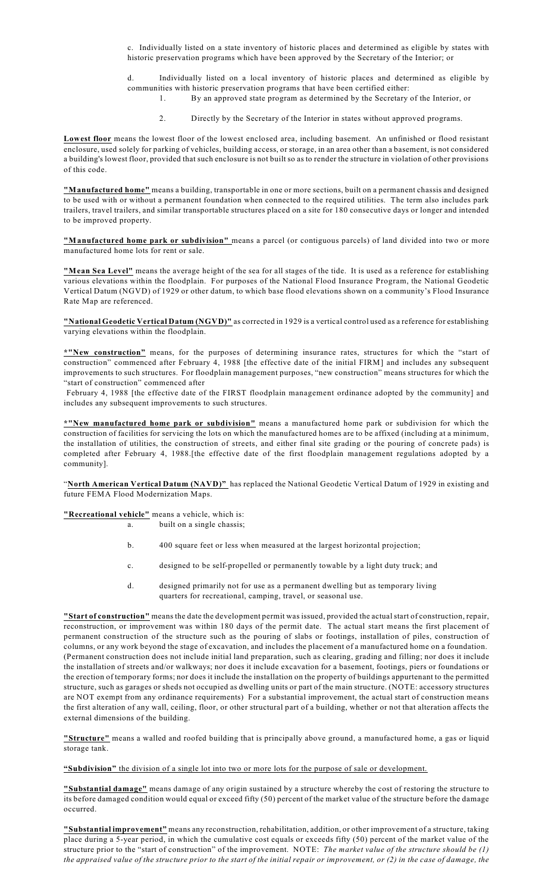c. Individually listed on a state inventory of historic places and determined as eligible by states with historic preservation programs which have been approved by the Secretary of the Interior; or

d. Individually listed on a local inventory of historic places and determined as eligible by communities with historic preservation programs that have been certified either:

1. By an approved state program as determined by the Secretary of the Interior, or

2. Directly by the Secretary of the Interior in states without approved programs.

**Lowest floor** means the lowest floor of the lowest enclosed area, including basement. An unfinished or flood resistant enclosure, used solely for parking of vehicles, building access, or storage, in an area other than a basement, is not considered a building's lowest floor, provided that such enclosure is not built so as to render the structure in violation of other provisions of this code.

**"Manufactured home"** means a building, transportable in one or more sections, built on a permanent chassis and designed to be used with or without a permanent foundation when connected to the required utilities. The term also includes park trailers, travel trailers, and similar transportable structures placed on a site for 180 consecutive days or longer and intended to be improved property.

**"Manufactured home park or subdivision"** means a parcel (or contiguous parcels) of land divided into two or more manufactured home lots for rent or sale.

**"Mean Sea Level"** means the average height of the sea for all stages of the tide. It is used as a reference for establishing various elevations within the floodplain. For purposes of the National Flood Insurance Program, the National Geodetic Vertical Datum (NGVD) of 1929 or other datum, to which base flood elevations shown on a community's Flood Insurance Rate Map are referenced.

**"National Geodetic Vertical Datum (NGVD)"** as corrected in 1929 is a vertical control used as a reference for establishing varying elevations within the floodplain.

**\*"New construction"** means, for the purposes of determining insurance rates, structures for which the "start of construction" commenced after February 4, 1988 [the effective date of the initial FIRM] and includes any subsequent improvements to such structures. For floodplain management purposes, "new construction" means structures for which the "start of construction" commenced after February 4, 1988 [the effective date of the FIRST floodplain management ordinance adopted by the community] and includes any subsequent improvements to such structures.

**\*"New manufactured home park or subdivision"** means a manufactured home park or subdivision for which the construction of facilities for servicing the lots on which the manufactured homes are to be affixed (including at a minimum, the installation of utilities, the construction of streets, and either final site grading or the pouring of concrete pads) is completed after February 4, 1988.[the effective date of the first floodplain management regulations adopted by a community].

"**North American Vertical Datum (NAVD)"** has replaced the National Geodetic Vertical Datum of 1929 in existing and future FEMA Flood Modernization Maps.

**"Recreational vehicle"** means a vehicle, which is:

a. built on a single chassis;

b. 400 square feet or less when measured at the largest horizontal projection;

c. designed to be self-propelled or permanently towable by a light duty truck; and

d. designed primarily not for use as a permanent dwelling but as temporary living quarters for recreational, camping, travel, or seasonal use.

**"Start of construction"** means the date the development permit was issued, provided the actual start of construction, repair, reconstruction, or improvement was within 180 days of the permit date. The actual start means the first placement of permanent construction of the structure such as the pouring of slabs or footings, installation of piles, construction of columns, or any work beyond the stage of excavation, and includes the placement of a manufactured home on a foundation. (Permanent construction does not include initial land preparation, such as clearing, grading and filling; nor does it include the installation of streets and/or walkways; nor does it include excavation for a basement, footings, piers or foundations or the erection of temporary forms; nor does it include the installation on the property of buildings appurtenant to the permitted structure, such as garages or sheds not occupied as dwelling units or part of the main structure. (NOTE: accessory structures are NOT exempt from any ordinance requirements) For a substantial improvement, the actual start of construction means the first alteration of any wall, ceiling, floor, or other structural part of a building, whether or not that alteration affects the external dimensions of the building.

**"Structure"** means a walled and roofed building that is principally above ground, a manufactured home, a gas or liquid storage tank.

**"Subdivision"** the division of a single lot into two or more lots for the purpose of sale or development.

**"Substantial damage"** means damage of any origin sustained by a structure whereby the cost of restoring the structure to its before damaged condition would equal or exceed fifty (50) percent of the market value of the structure before the damage occurred.

**"Substantial improvement"** means any reconstruction, rehabilitation, addition, or other improvement of a structure, taking place during a 5-year period, in which the cumulative cost equals or exceeds fifty (50) percent of the market value of the structure prior to the "start of construction" of the improvement. NOTE: *The market value of the structure should be (1) the appraised value of the structure prior to the start of the initial repair or improvement, or (2) in the case of damage, the*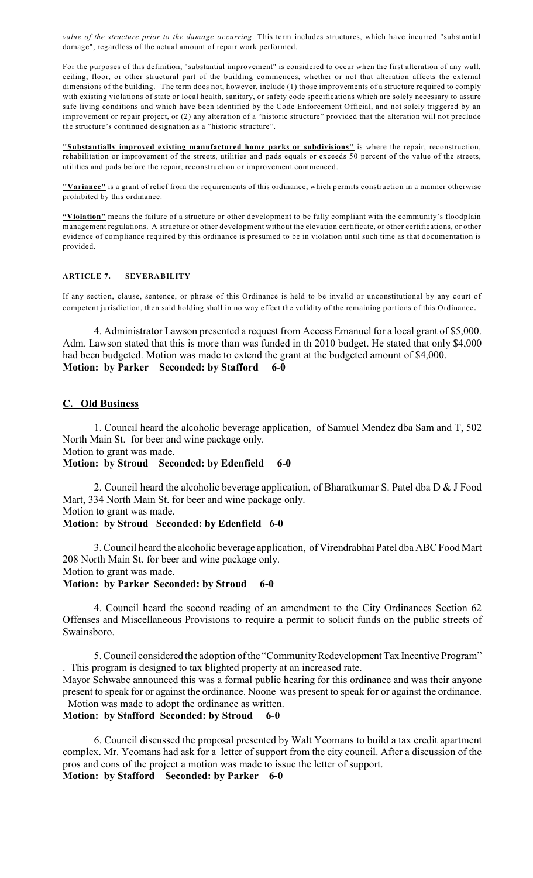*value of the structure prior to the damage occurring*. This term includes structures, which have incurred "substantial damage", regardless of the actual amount of repair work performed.

For the purposes of this definition, "substantial improvement" is considered to occur when the first alteration of any wall, ceiling, floor, or other structural part of the building commences, whether or not that alteration affects the external dimensions of the building. The term does not, however, include (1) those improvements of a structure required to comply with existing violations of state or local health, sanitary, or safety code specifications which are solely necessary to assure safe living conditions and which have been identified by the Code Enforcement Official, and not solely triggered by an improvement or repair project, or (2) any alteration of a "historic structure" provided that the alteration will not preclude the structure's continued designation as a "historic structure".

**"Substantially improved existing manufactured home parks or subdivisions"** is where the repair, reconstruction, rehabilitation or improvement of the streets, utilities and pads equals or exceeds 50 percent of the value of the streets, utilities and pads before the repair, reconstruction or improvement commenced.

**"Variance"** is a grant of relief from the requirements of this ordinance, which permits construction in a manner otherwise prohibited by this ordinance.

**"Violation"** means the failure of a structure or other development to be fully compliant with the community's floodplain management regulations. A structure or other development without the elevation certificate, or other certifications, or other evidence of compliance required by this ordinance is presumed to be in violation until such time as that documentation is provided.

### ARTICLE 7. SEVERABILITY

If any section, clause, sentence, or phrase of this Ordinance is held to be invalid or unconstitutional by any court of competent jurisdiction, then said holding shall in no way effect the validity of the remaining portions of this Ordinance.

4. Administrator Lawson presented a request from Access Emanuel for a local grant of $5,000. Adm. Lawson stated that this is more than was funded in th 2010 budget. He stated that only $4,000 had been budgeted. Motion was made to extend the grant at the budgeted amount of $4,000.
**Motion: by Parker Seconded: by Stafford 6-0**

## C. Old Business

1. Council heard the alcoholic beverage application, of Samuel Mendez dba Sam and T, 502 North Main St. for beer and wine package only.
Motion to grant was made.
**Motion: by Stroud Seconded: by Edenfield 6-0**

2. Council heard the alcoholic beverage application, of Bharatkumar S. Patel dba D & J Food Mart, 334 North Main St. for beer and wine package only.
Motion to grant was made.
**Motion: by Stroud Seconded: by Edenfield 6-0**

3. Council heard the alcoholic beverage application, of Virendrabhai Patel dba ABC Food Mart 208 North Main St. for beer and wine package only.
Motion to grant was made.
**Motion: by Parker Seconded: by Stroud 6-0**

4. Council heard the second reading of an amendment to the City Ordinances Section 62 Offenses and Miscellaneous Provisions to require a permit to solicit funds on the public streets of Swainsboro.

5. Council considered the adoption of the "Community Redevelopment Tax Incentive Program" . This program is designed to tax blighted property at an increased rate.
Mayor Schwabe announced this was a formal public hearing for this ordinance and was their anyone present to speak for or against the ordinance. Noone was present to speak for or against the ordinance.
Motion was made to adopt the ordinance as written.
**Motion: by Stafford Seconded: by Stroud 6-0**

6. Council discussed the proposal presented by Walt Yeomans to build a tax credit apartment complex. Mr. Yeomans had ask for a letter of support from the city council. After a discussion of the pros and cons of the project a motion was made to issue the letter of support.
**Motion: by Stafford Seconded: by Parker 6-0**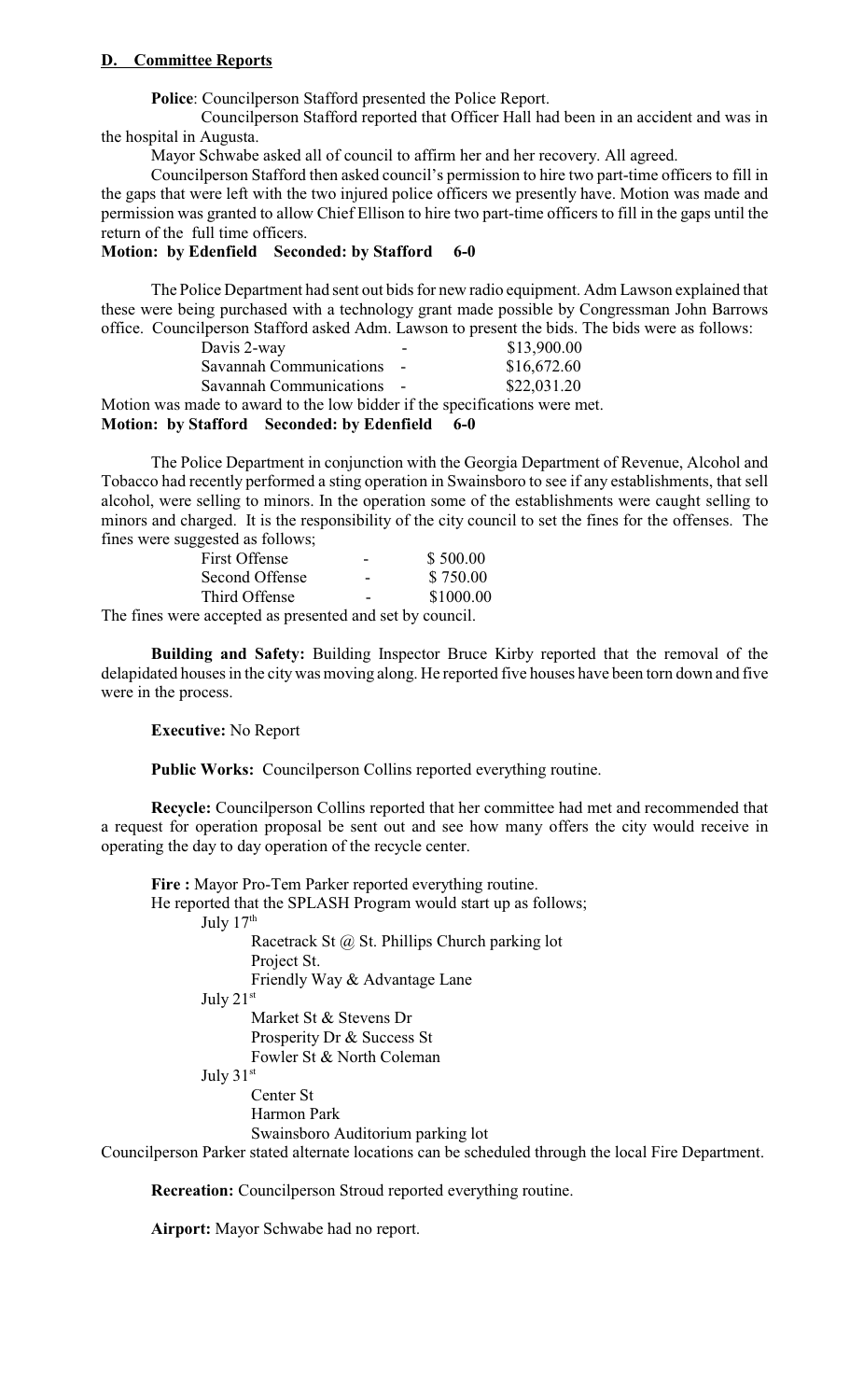## D. Committee Reports

**Police**: Councilperson Stafford presented the Police Report.

Councilperson Stafford reported that Officer Hall had been in an accident and was in the hospital in Augusta.

Mayor Schwabe asked all of council to affirm her and her recovery. All agreed.

Councilperson Stafford then asked council's permission to hire two part-time officers to fill in the gaps that were left with the two injured police officers we presently have. Motion was made and permission was granted to allow Chief Ellison to hire two part-time officers to fill in the gaps until the return of the full time officers.

**Motion: by Edenfield Seconded: by Stafford 6-0**

The Police Department had sent out bids for new radio equipment. Adm Lawson explained that these were being purchased with a technology grant made possible by Congressman John Barrows office. Councilperson Stafford asked Adm. Lawson to present the bids. The bids were as follows:

| | | |
|---|---|---|
| Davis 2-way | - | $13,900.00 |
| Savannah Communications | - | $16,672.60 |
| Savannah Communications | - | $22,031.20 |

Motion was made to award to the low bidder if the specifications were met.

**Motion: by Stafford Seconded: by Edenfield 6-0**

The Police Department in conjunction with the Georgia Department of Revenue, Alcohol and Tobacco had recently performed a sting operation in Swainsboro to see if any establishments, that sell alcohol, were selling to minors. In the operation some of the establishments were caught selling to minors and charged. It is the responsibility of the city council to set the fines for the offenses. The fines were suggested as follows;

| | | |
|---|---|---|
| First Offense | - | $ 500.00 |
| Second Offense | - | $ 750.00 |
| Third Offense | - | $1000.00 |

The fines were accepted as presented and set by council.

**Building and Safety:** Building Inspector Bruce Kirby reported that the removal of the delapidated houses in the city was moving along. He reported five houses have been torn down and five were in the process.

**Executive:** No Report

**Public Works:** Councilperson Collins reported everything routine.

**Recycle:** Councilperson Collins reported that her committee had met and recommended that a request for operation proposal be sent out and see how many offers the city would receive in operating the day to day operation of the recycle center.

**Fire :** Mayor Pro-Tem Parker reported everything routine.

He reported that the SPLASH Program would start up as follows;

July 17th
- Racetrack St @ St. Phillips Church parking lot
- Project St.
- Friendly Way & Advantage Lane

July 21st
- Market St & Stevens Dr
- Prosperity Dr & Success St
- Fowler St & North Coleman

July 31st
- Center St
- Harmon Park
- Swainsboro Auditorium parking lot

Councilperson Parker stated alternate locations can be scheduled through the local Fire Department.

**Recreation:** Councilperson Stroud reported everything routine.

**Airport:** Mayor Schwabe had no report.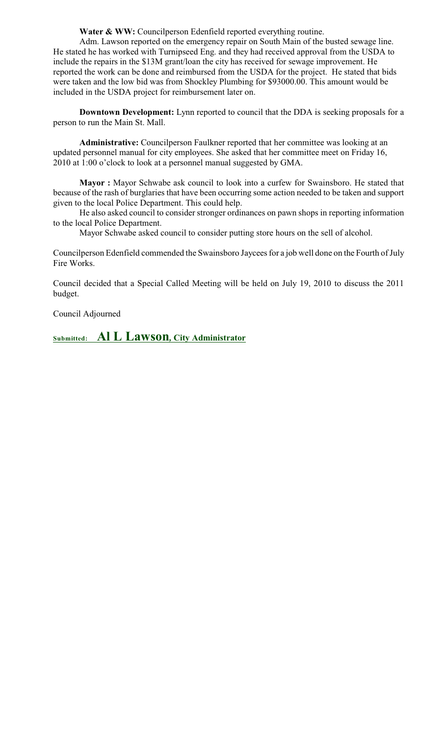**Water & WW:** Councilperson Edenfield reported everything routine.

Adm. Lawson reported on the emergency repair on South Main of the busted sewage line. He stated he has worked with Turnipseed Eng. and they had received approval from the USDA to include the repairs in the $13M grant/loan the city has received for sewage improvement. He reported the work can be done and reimbursed from the USDA for the project. He stated that bids were taken and the low bid was from Shockley Plumbing for $93000.00. This amount would be included in the USDA project for reimbursement later on.

**Downtown Development:** Lynn reported to council that the DDA is seeking proposals for a person to run the Main St. Mall.

**Administrative:** Councilperson Faulkner reported that her committee was looking at an updated personnel manual for city employees. She asked that her committee meet on Friday 16, 2010 at 1:00 o'clock to look at a personnel manual suggested by GMA.

**Mayor :** Mayor Schwabe ask council to look into a curfew for Swainsboro. He stated that because of the rash of burglaries that have been occurring some action needed to be taken and support given to the local Police Department. This could help.

He also asked council to consider stronger ordinances on pawn shops in reporting information to the local Police Department.

Mayor Schwabe asked council to consider putting store hours on the sell of alcohol.

Councilperson Edenfield commended the Swainsboro Jaycees for a job well done on the Fourth of July Fire Works.

Council decided that a Special Called Meeting will be held on July 19, 2010 to discuss the 2011 budget.

Council Adjourned

**Submitted: Al L Lawson, City Administrator**